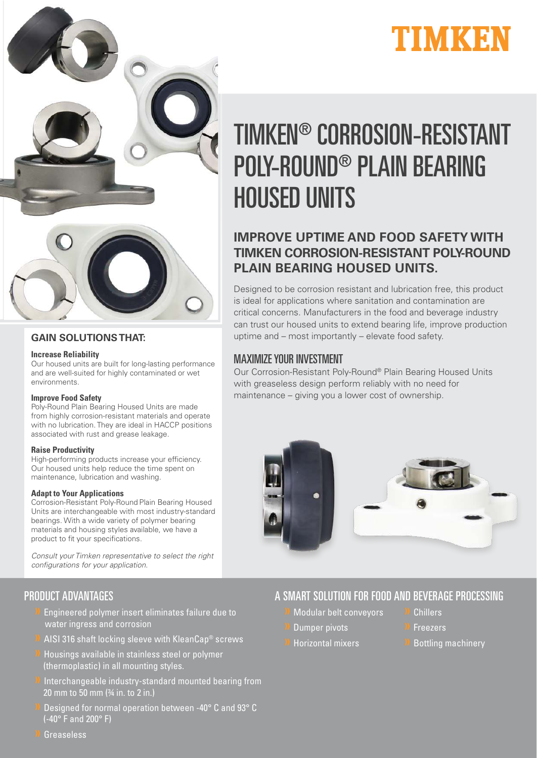TIMKEN

# TIMKEN® CORROSION-RESISTANT POLY-ROUND® PLAIN BEARING HOUSED UNITS

## IMPROVE UPTIME AND FOOD SAFETY WITH TIMKEN CORROSION-RESISTANT POLY-ROUND PLAIN BEARING HOUSED UNITS.

Designed to be corrosion resistant and lubrication free, this product is ideal for applications where sanitation and contamination are critical concerns. Manufacturers in the food and beverage industry can trust our housed units to extend bearing life, improve production uptime and – most importantly – elevate food safety.

### MAXIMIZE YOUR INVESTMENT

Our Corrosion-Resistant Poly-Round® Plain Bearing Housed Units with greaseless design perform reliably with no need for maintenance – giving you a lower cost of ownership.

## GAIN SOLUTIONS THAT:

**Increase Reliability**
Our housed units are built for long-lasting performance and are well-suited for highly contaminated or wet environments.

**Improve Food Safety**
Poly-Round Plain Bearing Housed Units are made from highly corrosion-resistant materials and operate with no lubrication. They are ideal in HACCP positions associated with rust and grease leakage.

**Raise Productivity**
High-performing products increase your efficiency. Our housed units help reduce the time spent on maintenance, lubrication and washing.

**Adapt to Your Applications**
Corrosion-Resistant Poly-Round Plain Bearing Housed Units are interchangeable with most industry-standard bearings. With a wide variety of polymer bearing materials and housing styles available, we have a product to fit your specifications.

*Consult your Timken representative to select the right configurations for your application.*

## PRODUCT ADVANTAGES

- Engineered polymer insert eliminates failure due to water ingress and corrosion
- AISI 316 shaft locking sleeve with KleanCap® screws
- Housings available in stainless steel or polymer (thermoplastic) in all mounting styles.
- Interchangeable industry-standard mounted bearing from 20 mm to 50 mm (¾ in. to 2 in.)
- Designed for normal operation between -40° C and 93° C (-40° F and 200° F)
- Greaseless

## A SMART SOLUTION FOR FOOD AND BEVERAGE PROCESSING

- Modular belt conveyors
- Dumper pivots
- Horizontal mixers
- Chillers
- Freezers
- Bottling machinery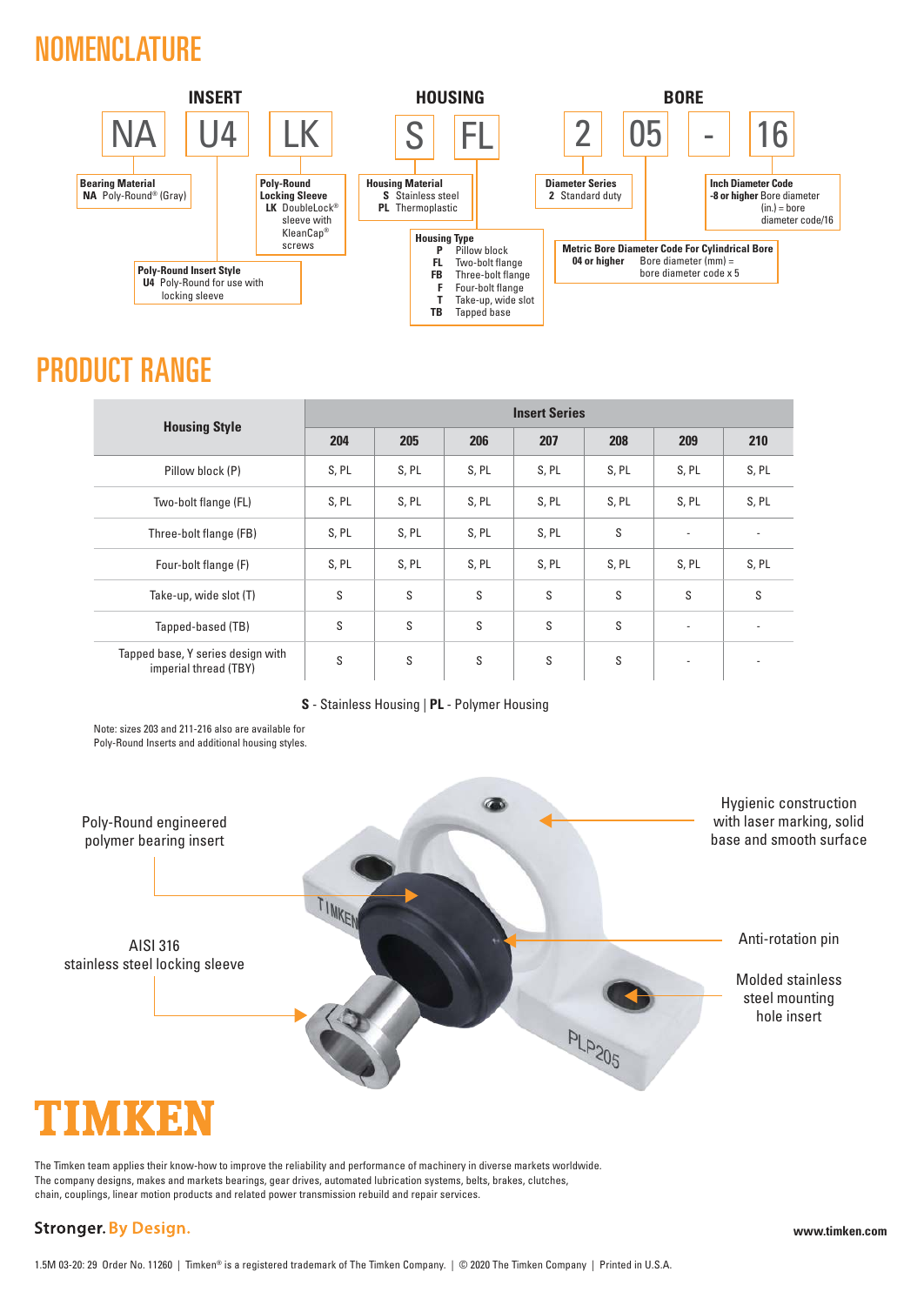# NOMENCLATURE

**INSERT**

NA U4 LK

**Bearing Material**
**NA** Poly-Round® (Gray)

**Poly-Round Insert Style**
**U4** Poly-Round for use with locking sleeve

**Poly-Round Locking Sleeve**
**LK** DoubleLock® sleeve with KleenCap® screws

**HOUSING**

S FL

**Housing Material**
**S** Stainless steel
**PL** Thermoplastic

**Housing Type**
**P** Pillow block
**FL** Two-bolt flange
**FB** Three-bolt flange
**F** Four-bolt flange
**T** Take-up, wide slot
**TB** Tapped base

**BORE**

2 05 - 16

**Diameter Series**
**2** Standard duty

**Metric Bore Diameter Code For Cylindrical Bore**
**04 or higher** Bore diameter (mm) = bore diameter code x 5

**Inch Diameter Code**
**-8 or higher** Bore diameter (in.) = bore diameter code/16

# PRODUCT RANGE

| Housing Style | Insert Series | | | | | | |
|---|---|---|---|---|---|---|---|
| | 204 | 205 | 206 | 207 | 208 | 209 | 210 |
| Pillow block (P) | S, PL | S, PL | S, PL | S, PL | S, PL | S, PL | S, PL |
| Two-bolt flange (FL) | S, PL | S, PL | S, PL | S, PL | S, PL | S, PL | S, PL |
| Three-bolt flange (FB) | S, PL | S, PL | S, PL | S, PL | S | - | - |
| Four-bolt flange (F) | S, PL | S, PL | S, PL | S, PL | S, PL | S, PL | S, PL |
| Take-up, wide slot (T) | S | S | S | S | S | S | S |
| Tapped-based (TB) | S | S | S | S | S | - | - |
| Tapped base, Y series design with imperial thread (TBY) | S | S | S | S | S | - | - |

**S** - Stainless Housing | **PL** - Polymer Housing

Note: sizes 203 and 211-216 also are available for Poly-Round Inserts and additional housing styles.

Poly-Round engineered polymer bearing insert

AISI 316 stainless steel locking sleeve

Hygienic construction with laser marking, solid base and smooth surface

Anti-rotation pin

Molded stainless steel mounting hole insert

TIMKEN

The Timken team applies their know-how to improve the reliability and performance of machinery in diverse markets worldwide. The company designs, makes and markets bearings, gear drives, automated lubrication systems, belts, brakes, clutches, chain, couplings, linear motion products and related power transmission rebuild and repair services.

**Stronger. By Design.**

www.timken.com

1.5M 03-20: 29 Order No. 11260 | Timken® is a registered trademark of The Timken Company. | © 2020 The Timken Company | Printed in U.S.A.